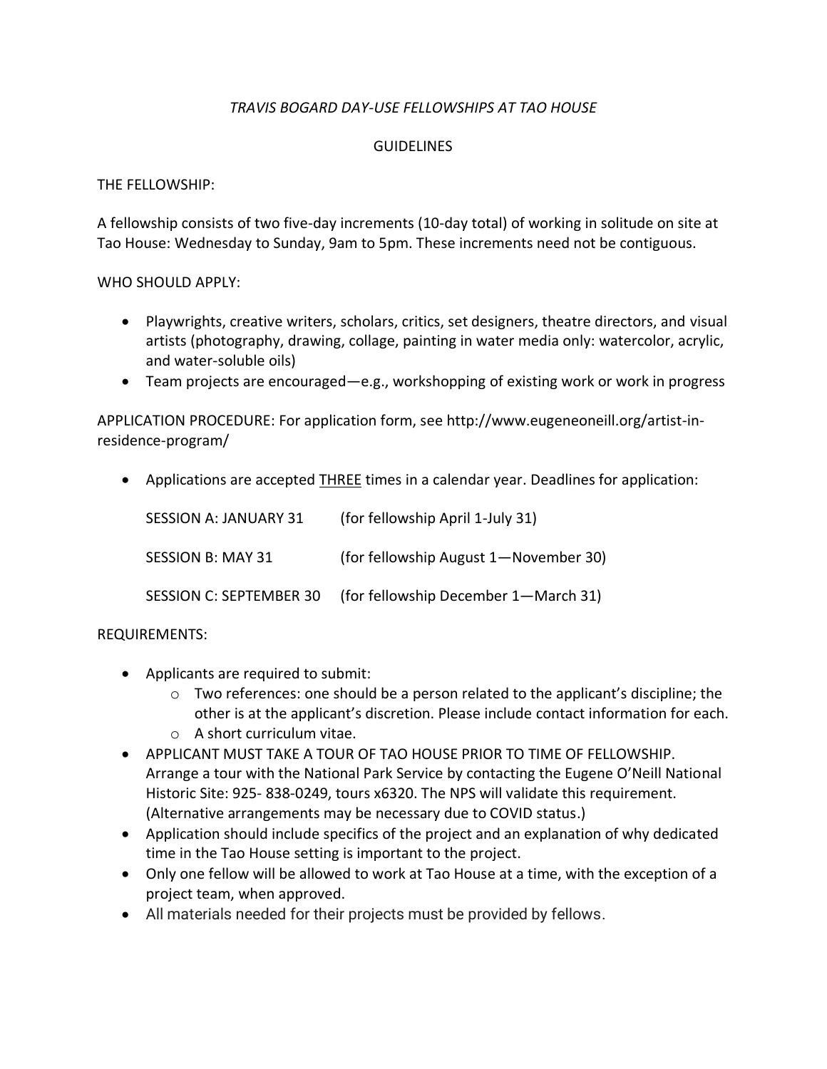*TRAVIS BOGARD DAY-USE FELLOWSHIPS AT TAO HOUSE*

GUIDELINES

THE FELLOWSHIP:

A fellowship consists of two five-day increments (10-day total) of working in solitude on site at Tao House: Wednesday to Sunday, 9am to 5pm. These increments need not be contiguous.

WHO SHOULD APPLY:

- Playwrights, creative writers, scholars, critics, set designers, theatre directors, and visual artists (photography, drawing, collage, painting in water media only: watercolor, acrylic, and water-soluble oils)
- Team projects are encouraged—e.g., workshopping of existing work or work in progress

APPLICATION PROCEDURE: For application form, see http://www.eugeneoneill.org/artist-in-residence-program/

- Applications are accepted <u>THREE</u> times in a calendar year. Deadlines for application:

  SESSION A: JANUARY 31 (for fellowship April 1-July 31)

  SESSION B: MAY 31 (for fellowship August 1—November 30)

  SESSION C: SEPTEMBER 30 (for fellowship December 1—March 31)

REQUIREMENTS:

- Applicants are required to submit:
  - Two references: one should be a person related to the applicant's discipline; the other is at the applicant's discretion. Please include contact information for each.
  - A short curriculum vitae.
- APPLICANT MUST TAKE A TOUR OF TAO HOUSE PRIOR TO TIME OF FELLOWSHIP. Arrange a tour with the National Park Service by contacting the Eugene O'Neill National Historic Site: 925- 838-0249, tours x6320. The NPS will validate this requirement. (Alternative arrangements may be necessary due to COVID status.)
- Application should include specifics of the project and an explanation of why dedicated time in the Tao House setting is important to the project.
- Only one fellow will be allowed to work at Tao House at a time, with the exception of a project team, when approved.
- All materials needed for their projects must be provided by fellows.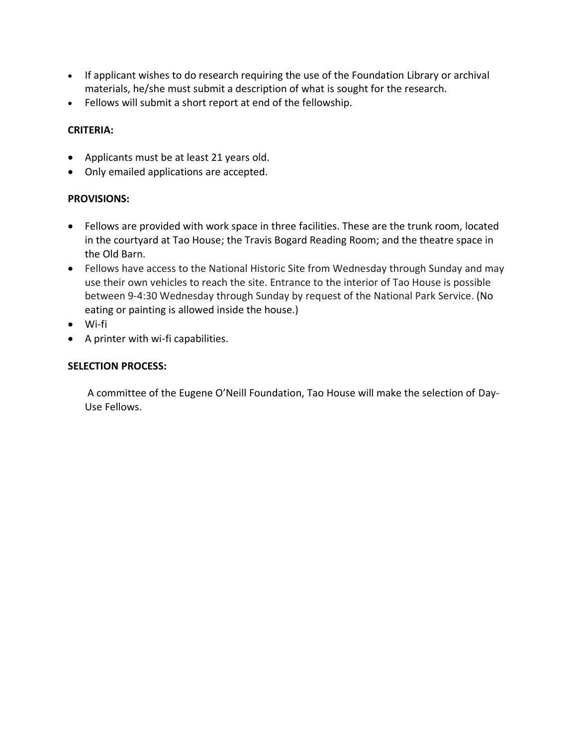- If applicant wishes to do research requiring the use of the Foundation Library or archival materials, he/she must submit a description of what is sought for the research.
- Fellows will submit a short report at end of the fellowship.

**CRITERIA:**

- Applicants must be at least 21 years old.
- Only emailed applications are accepted.

**PROVISIONS:**

- Fellows are provided with work space in three facilities. These are the trunk room, located in the courtyard at Tao House; the Travis Bogard Reading Room; and the theatre space in the Old Barn.
- Fellows have access to the National Historic Site from Wednesday through Sunday and may use their own vehicles to reach the site. Entrance to the interior of Tao House is possible between 9-4:30 Wednesday through Sunday by request of the National Park Service. (No eating or painting is allowed inside the house.)
- Wi-fi
- A printer with wi-fi capabilities.

**SELECTION PROCESS:**

A committee of the Eugene O'Neill Foundation, Tao House will make the selection of Day-Use Fellows.